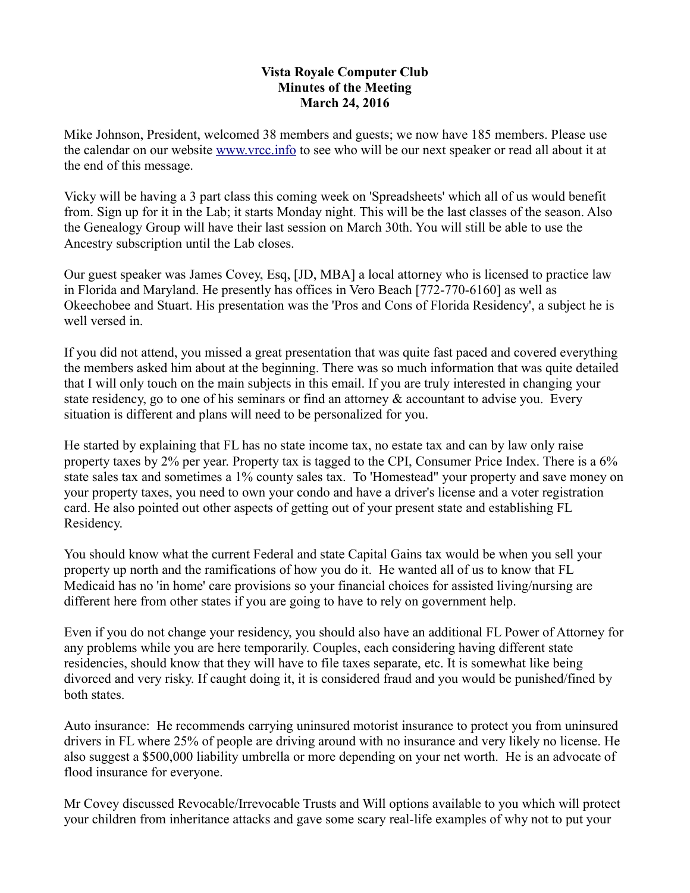# Vista Royale Computer Club
## Minutes of the Meeting
## March 24, 2016

Mike Johnson, President, welcomed 38 members and guests; we now have 185 members. Please use the calendar on our website www.vrcc.info to see who will be our next speaker or read all about it at the end of this message.

Vicky will be having a 3 part class this coming week on 'Spreadsheets' which all of us would benefit from. Sign up for it in the Lab; it starts Monday night. This will be the last classes of the season. Also the Genealogy Group will have their last session on March 30th. You will still be able to use the Ancestry subscription until the Lab closes.

Our guest speaker was James Covey, Esq, [JD, MBA] a local attorney who is licensed to practice law in Florida and Maryland. He presently has offices in Vero Beach [772-770-6160] as well as Okeechobee and Stuart. His presentation was the 'Pros and Cons of Florida Residency', a subject he is well versed in.

If you did not attend, you missed a great presentation that was quite fast paced and covered everything the members asked him about at the beginning. There was so much information that was quite detailed that I will only touch on the main subjects in this email. If you are truly interested in changing your state residency, go to one of his seminars or find an attorney & accountant to advise you. Every situation is different and plans will need to be personalized for you.

He started by explaining that FL has no state income tax, no estate tax and can by law only raise property taxes by 2% per year. Property tax is tagged to the CPI, Consumer Price Index. There is a 6% state sales tax and sometimes a 1% county sales tax. To 'Homestead" your property and save money on your property taxes, you need to own your condo and have a driver's license and a voter registration card. He also pointed out other aspects of getting out of your present state and establishing FL Residency.

You should know what the current Federal and state Capital Gains tax would be when you sell your property up north and the ramifications of how you do it. He wanted all of us to know that FL Medicaid has no 'in home' care provisions so your financial choices for assisted living/nursing are different here from other states if you are going to have to rely on government help.

Even if you do not change your residency, you should also have an additional FL Power of Attorney for any problems while you are here temporarily. Couples, each considering having different state residencies, should know that they will have to file taxes separate, etc. It is somewhat like being divorced and very risky. If caught doing it, it is considered fraud and you would be punished/fined by both states.

Auto insurance: He recommends carrying uninsured motorist insurance to protect you from uninsured drivers in FL where 25% of people are driving around with no insurance and very likely no license. He also suggest a $500,000 liability umbrella or more depending on your net worth. He is an advocate of flood insurance for everyone.

Mr Covey discussed Revocable/Irrevocable Trusts and Will options available to you which will protect your children from inheritance attacks and gave some scary real-life examples of why not to put your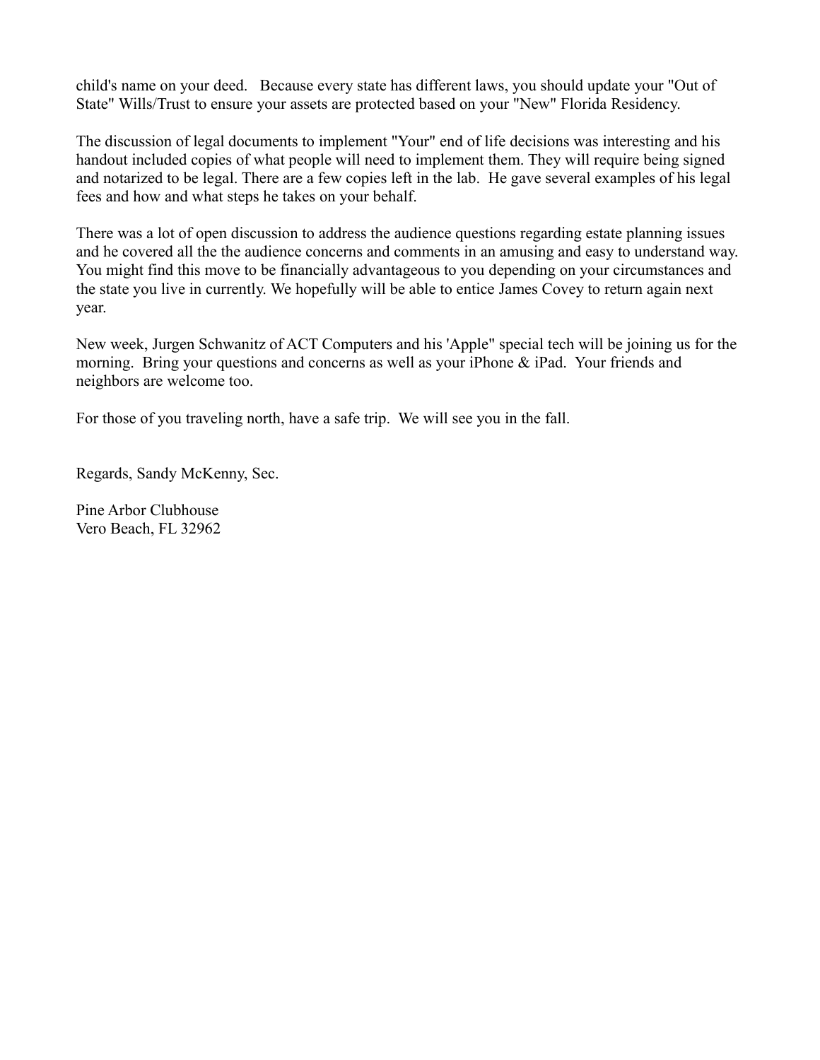child's name on your deed. Because every state has different laws, you should update your "Out of State" Wills/Trust to ensure your assets are protected based on your "New" Florida Residency.

The discussion of legal documents to implement "Your" end of life decisions was interesting and his handout included copies of what people will need to implement them. They will require being signed and notarized to be legal. There are a few copies left in the lab. He gave several examples of his legal fees and how and what steps he takes on your behalf.

There was a lot of open discussion to address the audience questions regarding estate planning issues and he covered all the the audience concerns and comments in an amusing and easy to understand way. You might find this move to be financially advantageous to you depending on your circumstances and the state you live in currently. We hopefully will be able to entice James Covey to return again next year.

New week, Jurgen Schwanitz of ACT Computers and his 'Apple" special tech will be joining us for the morning. Bring your questions and concerns as well as your iPhone & iPad. Your friends and neighbors are welcome too.

For those of you traveling north, have a safe trip. We will see you in the fall.

Regards, Sandy McKenny, Sec.

Pine Arbor Clubhouse
Vero Beach, FL 32962